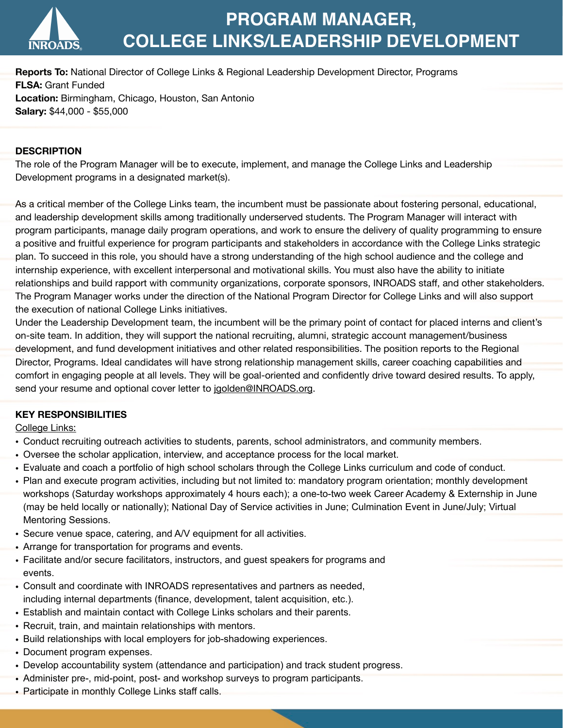# PROGRAM MANAGER, COLLEGE LINKS/LEADERSHIP DEVELOPMENT

**Reports To:** National Director of College Links & Regional Leadership Development Director, Programs
**FLSA:** Grant Funded
**Location:** Birmingham, Chicago, Houston, San Antonio
**Salary:** $44,000 - $55,000

## DESCRIPTION

The role of the Program Manager will be to execute, implement, and manage the College Links and Leadership Development programs in a designated market(s).

As a critical member of the College Links team, the incumbent must be passionate about fostering personal, educational, and leadership development skills among traditionally underserved students. The Program Manager will interact with program participants, manage daily program operations, and work to ensure the delivery of quality programming to ensure a positive and fruitful experience for program participants and stakeholders in accordance with the College Links strategic plan. To succeed in this role, you should have a strong understanding of the high school audience and the college and internship experience, with excellent interpersonal and motivational skills. You must also have the ability to initiate relationships and build rapport with community organizations, corporate sponsors, INROADS staff, and other stakeholders. The Program Manager works under the direction of the National Program Director for College Links and will also support the execution of national College Links initiatives.
Under the Leadership Development team, the incumbent will be the primary point of contact for placed interns and client's on-site team. In addition, they will support the national recruiting, alumni, strategic account management/business development, and fund development initiatives and other related responsibilities. The position reports to the Regional Director, Programs. Ideal candidates will have strong relationship management skills, career coaching capabilities and comfort in engaging people at all levels. They will be goal-oriented and confidently drive toward desired results. To apply, send your resume and optional cover letter to jgolden@INROADS.org.

## KEY RESPONSIBILITIES

College Links:

- Conduct recruiting outreach activities to students, parents, school administrators, and community members.
- Oversee the scholar application, interview, and acceptance process for the local market.
- Evaluate and coach a portfolio of high school scholars through the College Links curriculum and code of conduct.
- Plan and execute program activities, including but not limited to: mandatory program orientation; monthly development workshops (Saturday workshops approximately 4 hours each); a one-to-two week Career Academy & Externship in June (may be held locally or nationally); National Day of Service activities in June; Culmination Event in June/July; Virtual Mentoring Sessions.
- Secure venue space, catering, and A/V equipment for all activities.
- Arrange for transportation for programs and events.
- Facilitate and/or secure facilitators, instructors, and guest speakers for programs and events.
- Consult and coordinate with INROADS representatives and partners as needed, including internal departments (finance, development, talent acquisition, etc.).
- Establish and maintain contact with College Links scholars and their parents.
- Recruit, train, and maintain relationships with mentors.
- Build relationships with local employers for job-shadowing experiences.
- Document program expenses.
- Develop accountability system (attendance and participation) and track student progress.
- Administer pre-, mid-point, post- and workshop surveys to program participants.
- Participate in monthly College Links staff calls.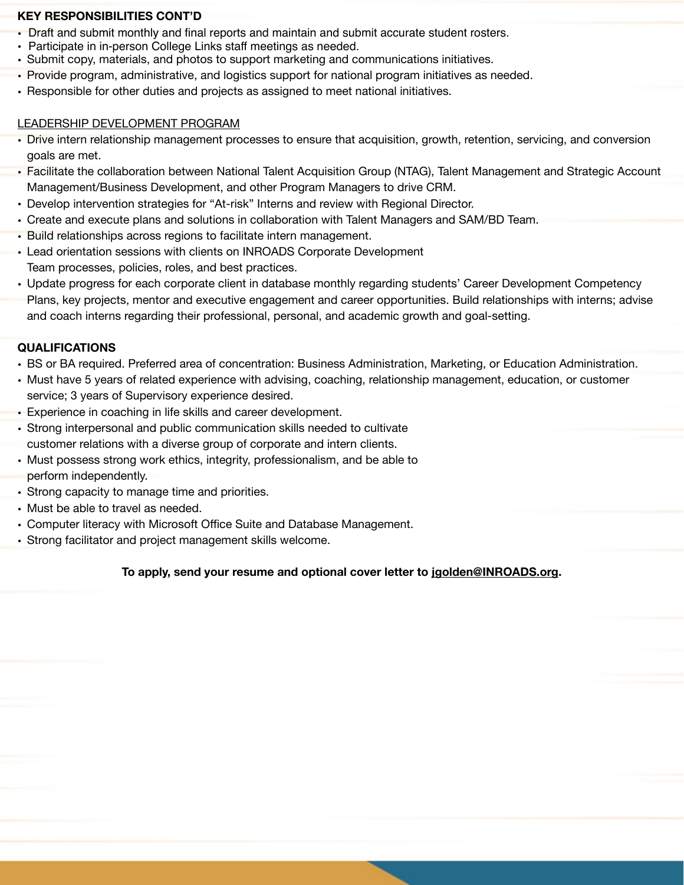**KEY RESPONSIBILITIES CONT'D**

- Draft and submit monthly and final reports and maintain and submit accurate student rosters.
- Participate in in-person College Links staff meetings as needed.
- Submit copy, materials, and photos to support marketing and communications initiatives.
- Provide program, administrative, and logistics support for national program initiatives as needed.
- Responsible for other duties and projects as assigned to meet national initiatives.

<u>LEADERSHIP DEVELOPMENT PROGRAM</u>

- Drive intern relationship management processes to ensure that acquisition, growth, retention, servicing, and conversion goals are met.
- Facilitate the collaboration between National Talent Acquisition Group (NTAG), Talent Management and Strategic Account Management/Business Development, and other Program Managers to drive CRM.
- Develop intervention strategies for "At-risk" Interns and review with Regional Director.
- Create and execute plans and solutions in collaboration with Talent Managers and SAM/BD Team.
- Build relationships across regions to facilitate intern management.
- Lead orientation sessions with clients on INROADS Corporate Development Team processes, policies, roles, and best practices.
- Update progress for each corporate client in database monthly regarding students' Career Development Competency Plans, key projects, mentor and executive engagement and career opportunities. Build relationships with interns; advise and coach interns regarding their professional, personal, and academic growth and goal-setting.

**QUALIFICATIONS**

- BS or BA required. Preferred area of concentration: Business Administration, Marketing, or Education Administration.
- Must have 5 years of related experience with advising, coaching, relationship management, education, or customer service; 3 years of Supervisory experience desired.
- Experience in coaching in life skills and career development.
- Strong interpersonal and public communication skills needed to cultivate customer relations with a diverse group of corporate and intern clients.
- Must possess strong work ethics, integrity, professionalism, and be able to perform independently.
- Strong capacity to manage time and priorities.
- Must be able to travel as needed.
- Computer literacy with Microsoft Office Suite and Database Management.
- Strong facilitator and project management skills welcome.

**To apply, send your resume and optional cover letter to jgolden@INROADS.org.**